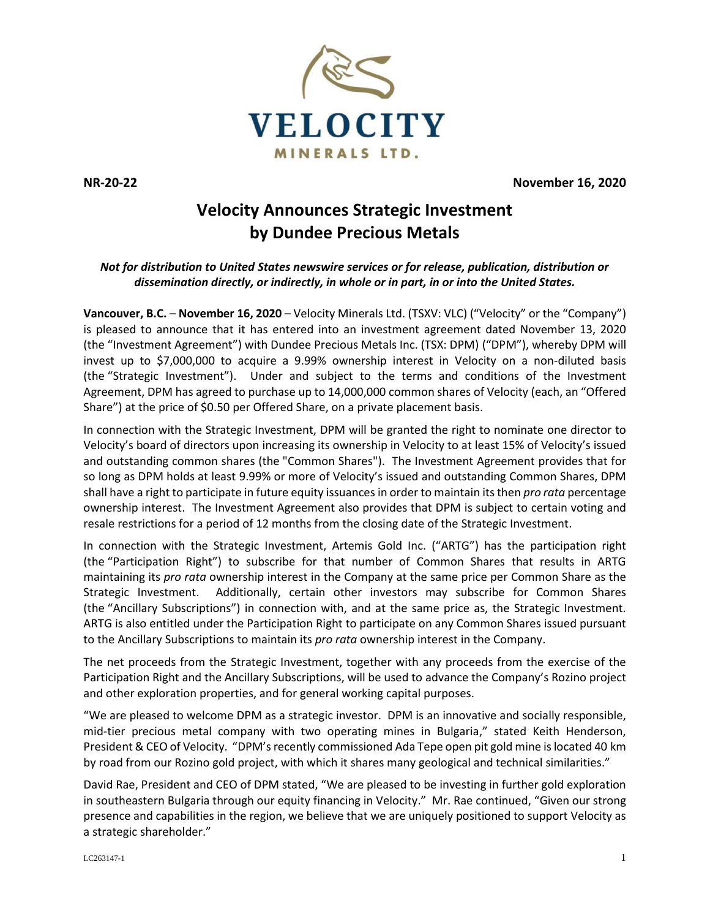NR-20-22 November 16, 2020

# Velocity Announces Strategic Investment by Dundee Precious Metals

***Not for distribution to United States newswire services or for release, publication, distribution or dissemination directly, or indirectly, in whole or in part, in or into the United States.***

**Vancouver, B.C.** – **November 16, 2020** – Velocity Minerals Ltd. (TSXV: VLC) ("Velocity" or the "Company") is pleased to announce that it has entered into an investment agreement dated November 13, 2020 (the "Investment Agreement") with Dundee Precious Metals Inc. (TSX: DPM) ("DPM"), whereby DPM will invest up to $7,000,000 to acquire a 9.99% ownership interest in Velocity on a non-diluted basis (the "Strategic Investment"). Under and subject to the terms and conditions of the Investment Agreement, DPM has agreed to purchase up to 14,000,000 common shares of Velocity (each, an "Offered Share") at the price of $0.50 per Offered Share, on a private placement basis.

In connection with the Strategic Investment, DPM will be granted the right to nominate one director to Velocity's board of directors upon increasing its ownership in Velocity to at least 15% of Velocity's issued and outstanding common shares (the "Common Shares"). The Investment Agreement provides that for so long as DPM holds at least 9.99% or more of Velocity's issued and outstanding Common Shares, DPM shall have a right to participate in future equity issuances in order to maintain its then *pro rata* percentage ownership interest. The Investment Agreement also provides that DPM is subject to certain voting and resale restrictions for a period of 12 months from the closing date of the Strategic Investment.

In connection with the Strategic Investment, Artemis Gold Inc. ("ARTG") has the participation right (the "Participation Right") to subscribe for that number of Common Shares that results in ARTG maintaining its *pro rata* ownership interest in the Company at the same price per Common Share as the Strategic Investment. Additionally, certain other investors may subscribe for Common Shares (the "Ancillary Subscriptions") in connection with, and at the same price as, the Strategic Investment. ARTG is also entitled under the Participation Right to participate on any Common Shares issued pursuant to the Ancillary Subscriptions to maintain its *pro rata* ownership interest in the Company.

The net proceeds from the Strategic Investment, together with any proceeds from the exercise of the Participation Right and the Ancillary Subscriptions, will be used to advance the Company's Rozino project and other exploration properties, and for general working capital purposes.

"We are pleased to welcome DPM as a strategic investor. DPM is an innovative and socially responsible, mid-tier precious metal company with two operating mines in Bulgaria," stated Keith Henderson, President & CEO of Velocity. "DPM's recently commissioned Ada Tepe open pit gold mine is located 40 km by road from our Rozino gold project, with which it shares many geological and technical similarities."

David Rae, President and CEO of DPM stated, "We are pleased to be investing in further gold exploration in southeastern Bulgaria through our equity financing in Velocity." Mr. Rae continued, "Given our strong presence and capabilities in the region, we believe that we are uniquely positioned to support Velocity as a strategic shareholder."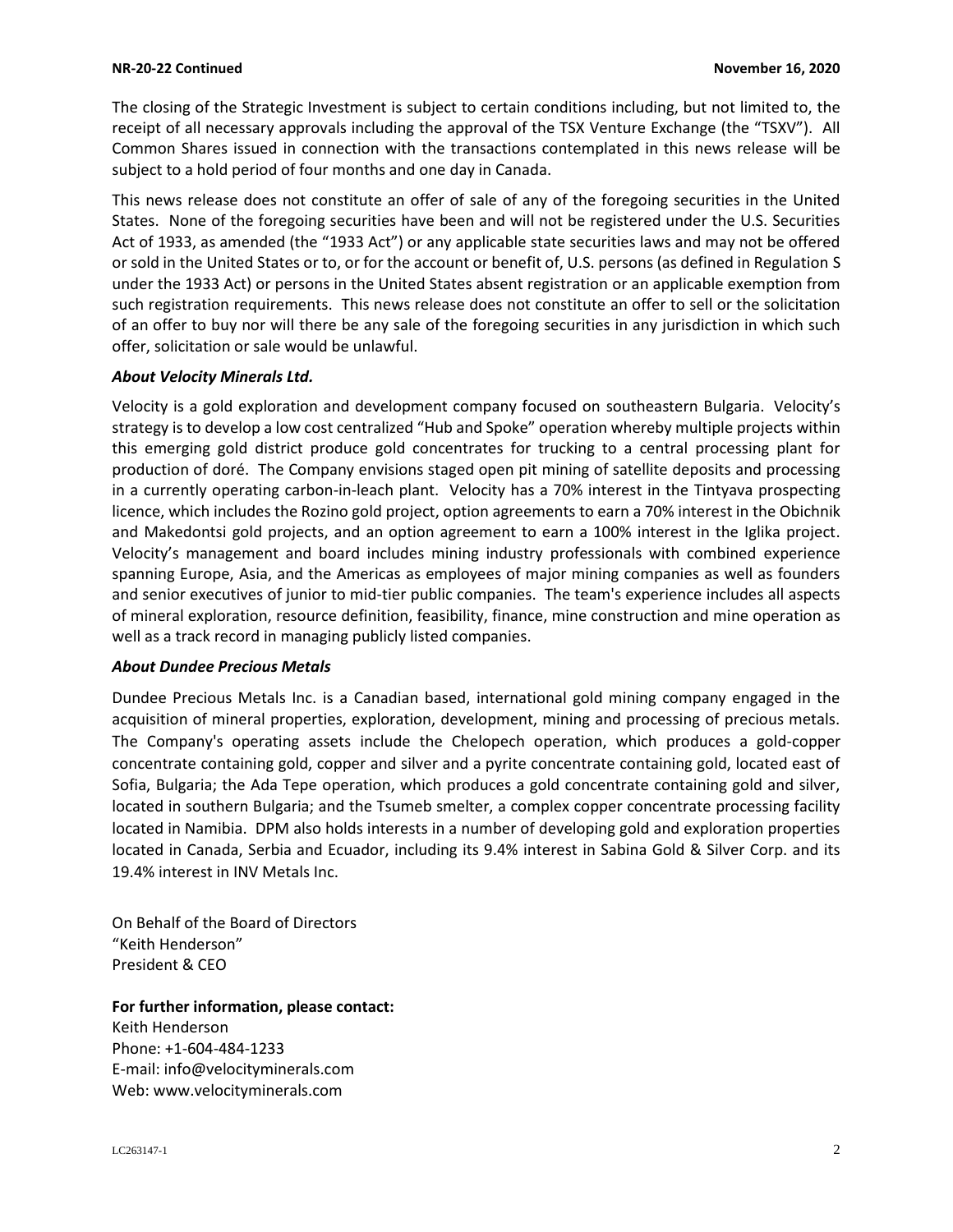The closing of the Strategic Investment is subject to certain conditions including, but not limited to, the receipt of all necessary approvals including the approval of the TSX Venture Exchange (the "TSXV"). All Common Shares issued in connection with the transactions contemplated in this news release will be subject to a hold period of four months and one day in Canada.

This news release does not constitute an offer of sale of any of the foregoing securities in the United States. None of the foregoing securities have been and will not be registered under the U.S. Securities Act of 1933, as amended (the "1933 Act") or any applicable state securities laws and may not be offered or sold in the United States or to, or for the account or benefit of, U.S. persons (as defined in Regulation S under the 1933 Act) or persons in the United States absent registration or an applicable exemption from such registration requirements. This news release does not constitute an offer to sell or the solicitation of an offer to buy nor will there be any sale of the foregoing securities in any jurisdiction in which such offer, solicitation or sale would be unlawful.

***About Velocity Minerals Ltd.***

Velocity is a gold exploration and development company focused on southeastern Bulgaria. Velocity's strategy is to develop a low cost centralized "Hub and Spoke" operation whereby multiple projects within this emerging gold district produce gold concentrates for trucking to a central processing plant for production of doré. The Company envisions staged open pit mining of satellite deposits and processing in a currently operating carbon-in-leach plant. Velocity has a 70% interest in the Tintyava prospecting licence, which includes the Rozino gold project, option agreements to earn a 70% interest in the Obichnik and Makedontsi gold projects, and an option agreement to earn a 100% interest in the Iglika project. Velocity's management and board includes mining industry professionals with combined experience spanning Europe, Asia, and the Americas as employees of major mining companies as well as founders and senior executives of junior to mid-tier public companies. The team's experience includes all aspects of mineral exploration, resource definition, feasibility, finance, mine construction and mine operation as well as a track record in managing publicly listed companies.

***About Dundee Precious Metals***

Dundee Precious Metals Inc. is a Canadian based, international gold mining company engaged in the acquisition of mineral properties, exploration, development, mining and processing of precious metals. The Company's operating assets include the Chelopech operation, which produces a gold-copper concentrate containing gold, copper and silver and a pyrite concentrate containing gold, located east of Sofia, Bulgaria; the Ada Tepe operation, which produces a gold concentrate containing gold and silver, located in southern Bulgaria; and the Tsumeb smelter, a complex copper concentrate processing facility located in Namibia. DPM also holds interests in a number of developing gold and exploration properties located in Canada, Serbia and Ecuador, including its 9.4% interest in Sabina Gold & Silver Corp. and its 19.4% interest in INV Metals Inc.

On Behalf of the Board of Directors
"Keith Henderson"
President & CEO

**For further information, please contact:**
Keith Henderson
Phone: +1-604-484-1233
E-mail: info@velocityminerals.com
Web: www.velocityminerals.com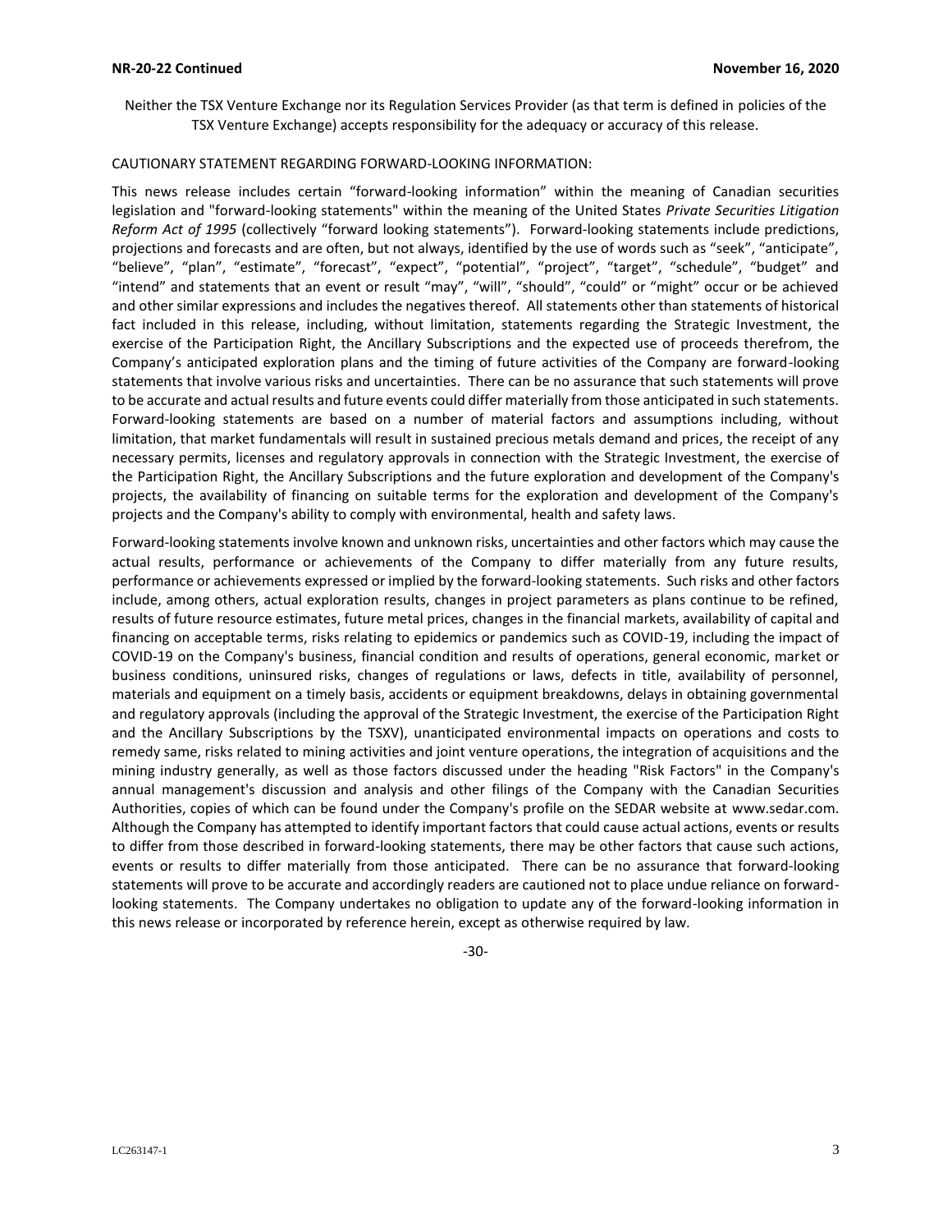Neither the TSX Venture Exchange nor its Regulation Services Provider (as that term is defined in policies of the TSX Venture Exchange) accepts responsibility for the adequacy or accuracy of this release.

CAUTIONARY STATEMENT REGARDING FORWARD-LOOKING INFORMATION:

This news release includes certain “forward-looking information” within the meaning of Canadian securities legislation and "forward-looking statements" within the meaning of the United States *Private Securities Litigation Reform Act of 1995* (collectively “forward looking statements”). Forward-looking statements include predictions, projections and forecasts and are often, but not always, identified by the use of words such as “seek”, “anticipate”, “believe”, “plan”, “estimate”, “forecast”, “expect”, “potential”, “project”, “target”, “schedule”, “budget” and “intend” and statements that an event or result “may”, “will”, “should”, “could” or “might” occur or be achieved and other similar expressions and includes the negatives thereof. All statements other than statements of historical fact included in this release, including, without limitation, statements regarding the Strategic Investment, the exercise of the Participation Right, the Ancillary Subscriptions and the expected use of proceeds therefrom, the Company’s anticipated exploration plans and the timing of future activities of the Company are forward-looking statements that involve various risks and uncertainties. There can be no assurance that such statements will prove to be accurate and actual results and future events could differ materially from those anticipated in such statements. Forward-looking statements are based on a number of material factors and assumptions including, without limitation, that market fundamentals will result in sustained precious metals demand and prices, the receipt of any necessary permits, licenses and regulatory approvals in connection with the Strategic Investment, the exercise of the Participation Right, the Ancillary Subscriptions and the future exploration and development of the Company's projects, the availability of financing on suitable terms for the exploration and development of the Company's projects and the Company's ability to comply with environmental, health and safety laws.

Forward-looking statements involve known and unknown risks, uncertainties and other factors which may cause the actual results, performance or achievements of the Company to differ materially from any future results, performance or achievements expressed or implied by the forward-looking statements. Such risks and other factors include, among others, actual exploration results, changes in project parameters as plans continue to be refined, results of future resource estimates, future metal prices, changes in the financial markets, availability of capital and financing on acceptable terms, risks relating to epidemics or pandemics such as COVID-19, including the impact of COVID-19 on the Company's business, financial condition and results of operations, general economic, market or business conditions, uninsured risks, changes of regulations or laws, defects in title, availability of personnel, materials and equipment on a timely basis, accidents or equipment breakdowns, delays in obtaining governmental and regulatory approvals (including the approval of the Strategic Investment, the exercise of the Participation Right and the Ancillary Subscriptions by the TSXV), unanticipated environmental impacts on operations and costs to remedy same, risks related to mining activities and joint venture operations, the integration of acquisitions and the mining industry generally, as well as those factors discussed under the heading "Risk Factors" in the Company's annual management's discussion and analysis and other filings of the Company with the Canadian Securities Authorities, copies of which can be found under the Company's profile on the SEDAR website at www.sedar.com. Although the Company has attempted to identify important factors that could cause actual actions, events or results to differ from those described in forward-looking statements, there may be other factors that cause such actions, events or results to differ materially from those anticipated. There can be no assurance that forward-looking statements will prove to be accurate and accordingly readers are cautioned not to place undue reliance on forward-looking statements. The Company undertakes no obligation to update any of the forward-looking information in this news release or incorporated by reference herein, except as otherwise required by law.

-30-